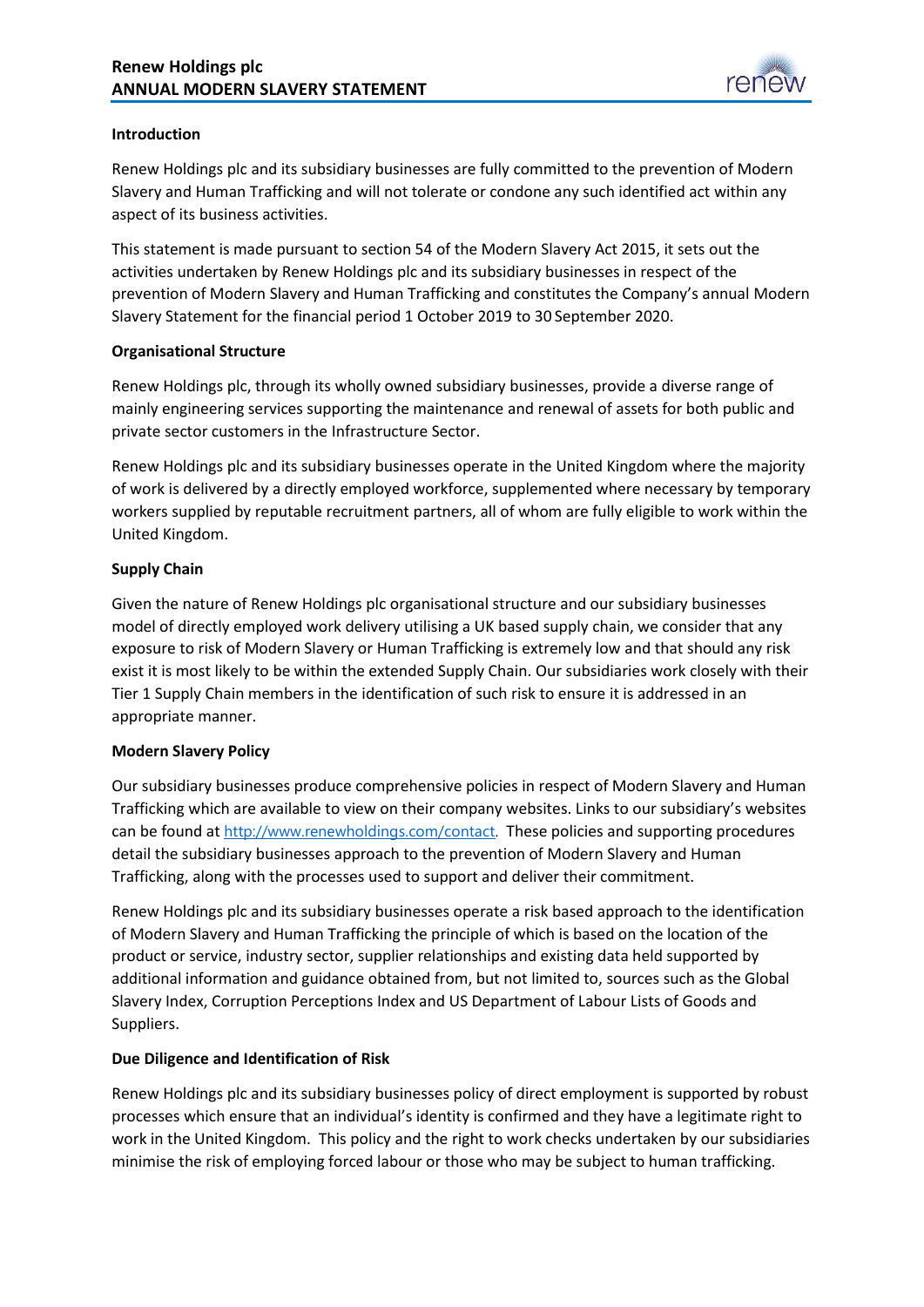## Introduction

Renew Holdings plc and its subsidiary businesses are fully committed to the prevention of Modern Slavery and Human Trafficking and will not tolerate or condone any such identified act within any aspect of its business activities.

This statement is made pursuant to section 54 of the Modern Slavery Act 2015, it sets out the activities undertaken by Renew Holdings plc and its subsidiary businesses in respect of the prevention of Modern Slavery and Human Trafficking and constitutes the Company's annual Modern Slavery Statement for the financial period 1 October 2019 to 30 September 2020.

## Organisational Structure

Renew Holdings plc, through its wholly owned subsidiary businesses, provide a diverse range of mainly engineering services supporting the maintenance and renewal of assets for both public and private sector customers in the Infrastructure Sector.

Renew Holdings plc and its subsidiary businesses operate in the United Kingdom where the majority of work is delivered by a directly employed workforce, supplemented where necessary by temporary workers supplied by reputable recruitment partners, all of whom are fully eligible to work within the United Kingdom.

## Supply Chain

Given the nature of Renew Holdings plc organisational structure and our subsidiary businesses model of directly employed work delivery utilising a UK based supply chain, we consider that any exposure to risk of Modern Slavery or Human Trafficking is extremely low and that should any risk exist it is most likely to be within the extended Supply Chain. Our subsidiaries work closely with their Tier 1 Supply Chain members in the identification of such risk to ensure it is addressed in an appropriate manner.

## Modern Slavery Policy

Our subsidiary businesses produce comprehensive policies in respect of Modern Slavery and Human Trafficking which are available to view on their company websites. Links to our subsidiary's websites can be found at http://www.renewholdings.com/contact. These policies and supporting procedures detail the subsidiary businesses approach to the prevention of Modern Slavery and Human Trafficking, along with the processes used to support and deliver their commitment.

Renew Holdings plc and its subsidiary businesses operate a risk based approach to the identification of Modern Slavery and Human Trafficking the principle of which is based on the location of the product or service, industry sector, supplier relationships and existing data held supported by additional information and guidance obtained from, but not limited to, sources such as the Global Slavery Index, Corruption Perceptions Index and US Department of Labour Lists of Goods and Suppliers.

## Due Diligence and Identification of Risk

Renew Holdings plc and its subsidiary businesses policy of direct employment is supported by robust processes which ensure that an individual's identity is confirmed and they have a legitimate right to work in the United Kingdom. This policy and the right to work checks undertaken by our subsidiaries minimise the risk of employing forced labour or those who may be subject to human trafficking.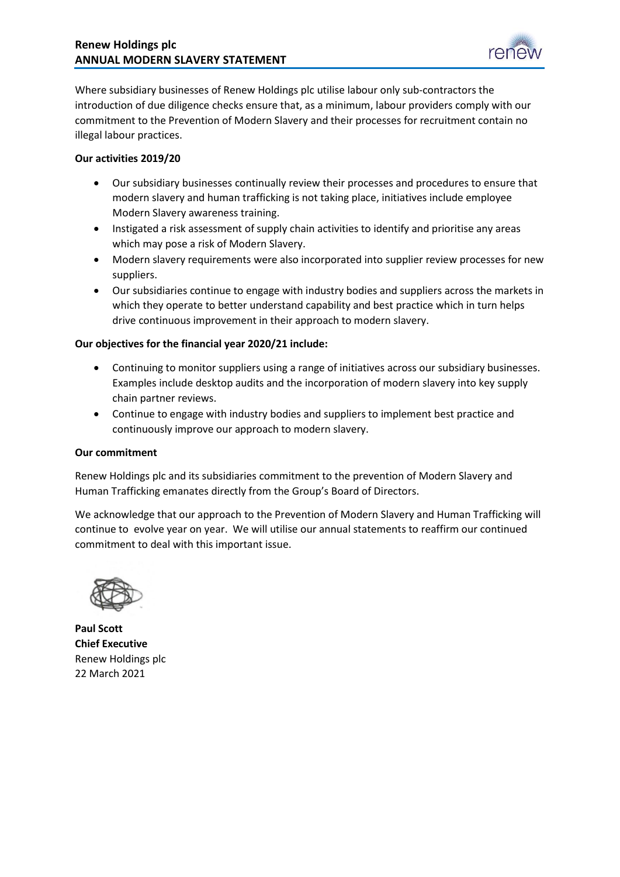Where subsidiary businesses of Renew Holdings plc utilise labour only sub-contractors the introduction of due diligence checks ensure that, as a minimum, labour providers comply with our commitment to the Prevention of Modern Slavery and their processes for recruitment contain no illegal labour practices.

**Our activities 2019/20**

- Our subsidiary businesses continually review their processes and procedures to ensure that modern slavery and human trafficking is not taking place, initiatives include employee Modern Slavery awareness training.
- Instigated a risk assessment of supply chain activities to identify and prioritise any areas which may pose a risk of Modern Slavery.
- Modern slavery requirements were also incorporated into supplier review processes for new suppliers.
- Our subsidiaries continue to engage with industry bodies and suppliers across the markets in which they operate to better understand capability and best practice which in turn helps drive continuous improvement in their approach to modern slavery.

**Our objectives for the financial year 2020/21 include:**

- Continuing to monitor suppliers using a range of initiatives across our subsidiary businesses. Examples include desktop audits and the incorporation of modern slavery into key supply chain partner reviews.
- Continue to engage with industry bodies and suppliers to implement best practice and continuously improve our approach to modern slavery.

**Our commitment**

Renew Holdings plc and its subsidiaries commitment to the prevention of Modern Slavery and Human Trafficking emanates directly from the Group's Board of Directors.

We acknowledge that our approach to the Prevention of Modern Slavery and Human Trafficking will continue to evolve year on year. We will utilise our annual statements to reaffirm our continued commitment to deal with this important issue.

**Paul Scott**
**Chief Executive**
Renew Holdings plc
22 March 2021